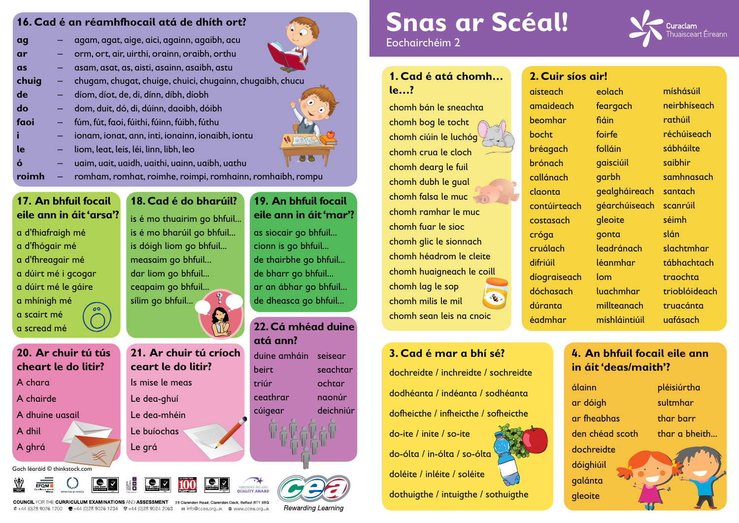# Snas ar Scéal!

Eochairchéim 2

Curaclam Thuaisceart Éireann

## 1. Cad é atá chomh… le…?

- chomh bán le sneachta
- chomh bog le tocht
- chomh ciúin le luchóg
- chomh crua le cloch
- chomh dearg le fuil
- chomh dubh le gual
- chomh falsa le muc
- chomh ramhar le muc
- chomh fuar le sioc
- chomh glic le sionnach
- chomh héadrom le cleite
- chomh huaigneach le coill
- chomh lag le sop
- chomh milis le mil
- chomh sean leis na cnoic

## 2. Cuir síos air!

| | | |
|---|---|---|
| aisteach | eolach | míshásúil |
| amaideach | feargach | neirbhíseach |
| beomhar | fiáin | rathúil |
| bocht | foirfe | réchúiseach |
| bréagach | folláin | sábháilte |
| brónach | gaisciúil | saibhir |
| callánach | garbh | samhnasach |
| claonta | gealgháireach | santach |
| contúirteach | géarchúiseach | scanrúil |
| costasach | gleoite | séimh |
| cróga | gonta | slán |
| cruálach | leadránach | slachtmhar |
| difriúil | léanmhar | tábhachtach |
| díograiseach | lom | traochta |
| dóchasach | luachmhar | trioblóideach |
| dúranta | millteanach | truacánta |
| éadmhar | mísláintiúil | uafásach |

## 3. Cad é mar a bhí sé?

- dochreidte / inchreidte / sochreidte
- dodhéanta / indéanta / sodhéanta
- dofheicthe / infheicthe / sofheicthe
- do-ite / inite / so-ite
- do-ólta / in-ólta / so-ólta
- doléite / inléite / soléite
- dothuigthe / intuigthe / sothuigthe

## 4. An bhfuil focail eile ann in áit 'deas/maith'?

- álainn
- ar dóigh
- ar fheabhas
- den chéad scoth
- dochreidte
- dóighiúil
- galánta
- gleoite
- pléisiúrtha
- sultmhar
- thar barr
- thar a bheith…

## 16. Cad é an réamhfhocail atá de dhíth ort?

| | | |
|---|---|---|
| **ag** | – | agam, agat, aige, aici, againn, agaibh, acu |
| **ar** | – | orm, ort, air, uirthi, orainn, oraibh, orthu |
| **as** | – | asam, asat, as, aisti, asainn, asaibh, astu |
| **chuig** | – | chugam, chugat, chuige, chuici, chugainn, chugaibh, chucu |
| **de** | – | díom, díot, de, di, dínn, díbh, díobh |
| **do** | – | dom, duit, dó, di, dúinn, daoibh, dóibh |
| **faoi** | – | fúm, fút, faoi, fúithi, fúinn, fúibh, fúthu |
| **i** | – | ionam, ionat, ann, inti, ionainn, ionaibh, iontu |
| **le** | – | liom, leat, leis, léi, linn, libh, leo |
| **ó** | – | uaim, uait, uaidh, uaithi, uainn, uaibh, uathu |
| **roimh** | – | romham, romhat, roimhe, roimpi, romhainn, romhaibh, rompu |

## 17. An bhfuil focail eile ann in áit 'arsa'?

- a d'fhiafraigh mé
- a d'fhógair mé
- a d'fhreagair mé
- a dúirt mé i gcogar
- a dúirt mé le gáire
- a mhínigh mé
- a scairt mé
- a scread mé

## 18. Cad é do bharúil?

- is é mo thuairim go bhfuil…
- is é mo bharúil go bhfuil…
- is dóigh liom go bhfuil…
- measaim go bhfuil…
- dar liom go bhfuil…
- ceapaim go bhfuil…
- sílim go bhfuil…

## 19. An bhfuil focail eile ann in áit 'mar'?

- as siocair go bhfuil…
- cionn is go bhfuil…
- de thairbhe go bhfuil…
- de bharr go bhfuil…
- ar an ábhar go bhfuil…
- de dheasca go bhfuil…

## 20. Ar chuir tú tús cheart le do litir?

- A chara
- A chairde
- A dhuine uasail
- A dhil
- A ghrá

## 21. Ar chuir tú críoch ceart le do litir?

- Is mise le meas
- Le dea-ghuí
- Le dea-mhéin
- Le buíochas
- Le grá

## 22. Cá mhéad duine atá ann?

| | |
|---|---|
| duine amháin | seisear |
| beirt | seachtar |
| triúr | ochtar |
| ceathrar | naonúr |
| cúigear | deichniúr |

Gach léaráid © thinkstock.com

COUNCIL FOR THE CURRICULUM EXAMINATIONS AND ASSESSMENT 29 Clarendon Road, Clarendon Dock, Belfast BT1 3BG
+44 (0)28 9026 1200 +44 (0)28 9026 1234 +44 (0)28 9024 2063 info@ccea.org.uk www.ccea.org.uk

Rewarding Learning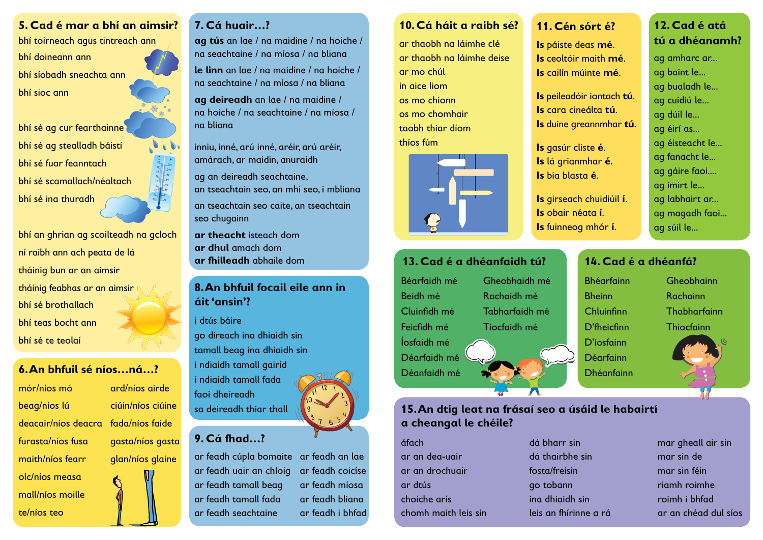## 5. Cad é mar a bhí an aimsir?

bhí toirneach agus tintreach ann
bhí doineann ann
bhí síobadh sneachta ann
bhí sioc ann

bhí sé ag cur fearthainne
bhí sé ag stealladh báistí
bhí sé fuar feanntach
bhí sé scamallach/néaltach
bhí sé ina thuradh

bhí an ghrian ag scoilteadh na gcloch
ní raibh ann ach peata de lá
tháinig bun ar an aimsir
tháinig feabhas ar an aimsir
bhí sé brothallach
bhí teas bocht ann
bhí sé te teolaí

## 6. An bhfuil sé níos…ná…?

mór/níos mó
beag/níos lú
deacair/níos deacra
furasta/níos fusa
maith/níos fearr
olc/níos measa
mall/níos moille
te/níos teo
ard/níos airde
ciúin/níos ciúine
fada/níos faide
gasta/níos gasta
glan/níos glaine

## 7. Cá huair…?

**ag tús** an lae / na maidine / na hoíche / na seachtaine / na míosa / na bliana

**le linn** an lae / na maidine / na hoíche / na seachtaine / na míosa / na bliana

**ag deireadh** an lae / na maidine / na hoíche / na seachtaine / na míosa / na bliana

inniu, inné, arú inné, aréir, arú aréir, amárach, ar maidin, anuraidh

ag an deireadh seachtaine, an tseachtain seo, an mhí seo, i mbliana

an tseachtain seo caite, an tseachtain seo chugainn

**ar theacht** isteach dom
**ar dhul** amach dom
**ar fhilleadh** abhaile dom

## 8. An bhfuil focail eile ann in áit 'ansin'?

i dtús báire
go díreach ina dhiaidh sin
tamall beag ina dhiaidh sin
i ndiaidh tamall gairid
i ndiaidh tamall fada
faoi dheireadh
sa deireadh thiar thall

## 9. Cá fhad…?

ar feadh cúpla bomaite
ar feadh uair an chloig
ar feadh tamall beag
ar feadh tamall fada
ar feadh seachtaine
ar feadh an lae
ar feadh coicíse
ar feadh míosa
ar feadh bliana
ar feadh i bhfad

## 10. Cá háit a raibh sé?

ar thaobh na láimhe clé
ar thaobh na láimhe deise
ar mo chúl
in aice liom
os mo chionn
os mo chomhair
taobh thiar díom
thíos fúm

## 11. Cén sórt é?

**Is** páiste deas **mé**.
**Is** ceoltóir maith **mé**.
**Is** cailín múinte **mé**.

**Is** peileadóir iontach **tú**.
**Is** cara cineálta **tú**.
**Is** duine greannmhar **tú**.

**Is** gasúr cliste **é**.
**Is** lá grianmhar **é**.
**Is** bia blasta **é**.

**Is** girseach chuidiúil **í**.
**Is** obair néata **í**.
**Is** fuinneog mhór **í**.

## 12. Cad é atá tú a dhéanamh?

ag amharc ar...
ag baint le...
ag bualadh le...
ag cuidiú le...
ag dúil le...
ag éirí as...
ag éisteacht le...
ag fanacht le...
ag gáire faoi....
ag imirt le...
ag labhairt ar...
ag magadh faoi...
ag súil le...

## 13. Cad é a dhéanfaidh tú?

Béarfaidh mé
Beidh mé
Cluinfidh mé
Feicfidh mé
Íosfaidh mé
Déarfaidh mé
Déanfaidh mé
Gheobhaidh mé
Rachaidh mé
Tabharfaidh mé
Tiocfaidh mé

## 14. Cad é a dhéanfá?

Bhéarfainn
Bheinn
Chluinfinn
D'fheicfinn
D'íosfainn
Déarfainn
Dhéanfainn
Gheobhainn
Rachainn
Thabharfainn
Thiocfainn

## 15. An dtig leat na frásaí seo a úsáid le habairtí a cheangal le chéile?

áfach
ar an dea-uair
ar an drochuair
ar dtús
choíche arís
chomh maith leis sin
dá bharr sin
dá thairbhe sin
fosta/freisin
go tobann
ina dhiaidh sin
leis an fhírinne a rá
mar gheall air sin
mar sin de
mar sin féin
riamh roimhe
roimh i bhfad
ar an chéad dul síos